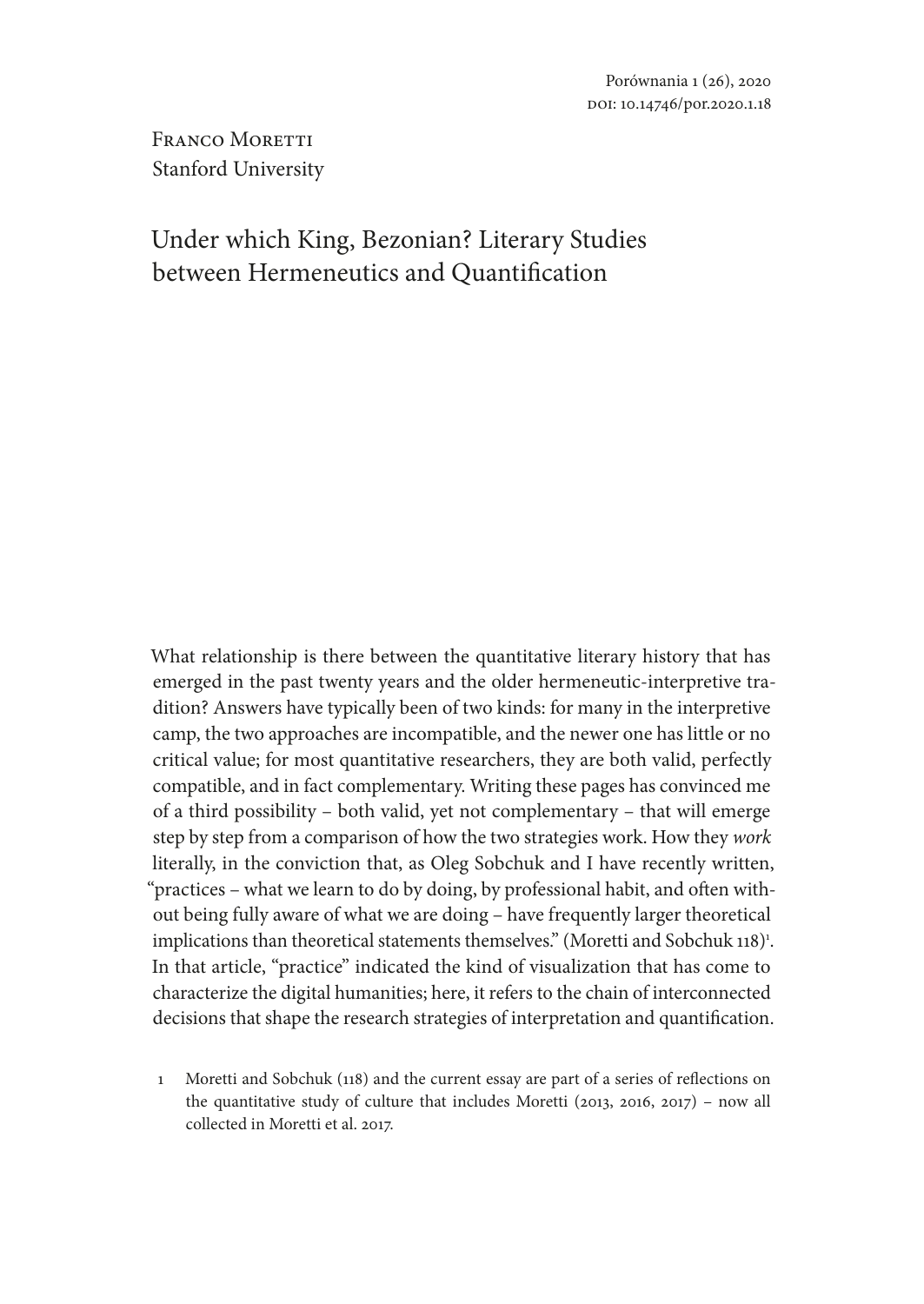Franco Moretti
Stanford University

# Under which King, Bezonian? Literary Studies between Hermeneutics and Quantification

What relationship is there between the quantitative literary history that has emerged in the past twenty years and the older hermeneutic-interpretive tradition? Answers have typically been of two kinds: for many in the interpretive camp, the two approaches are incompatible, and the newer one has little or no critical value; for most quantitative researchers, they are both valid, perfectly compatible, and in fact complementary. Writing these pages has convinced me of a third possibility – both valid, yet not complementary – that will emerge step by step from a comparison of how the two strategies work. How they *work* literally, in the conviction that, as Oleg Sobchuk and I have recently written, "practices – what we learn to do by doing, by professional habit, and often without being fully aware of what we are doing – have frequently larger theoretical implications than theoretical statements themselves." (Moretti and Sobchuk 118)[1]. In that article, "practice" indicated the kind of visualization that has come to characterize the digital humanities; here, it refers to the chain of interconnected decisions that shape the research strategies of interpretation and quantification.

1 Moretti and Sobchuk (118) and the current essay are part of a series of reflections on the quantitative study of culture that includes Moretti (2013, 2016, 2017) – now all collected in Moretti et al. 2017.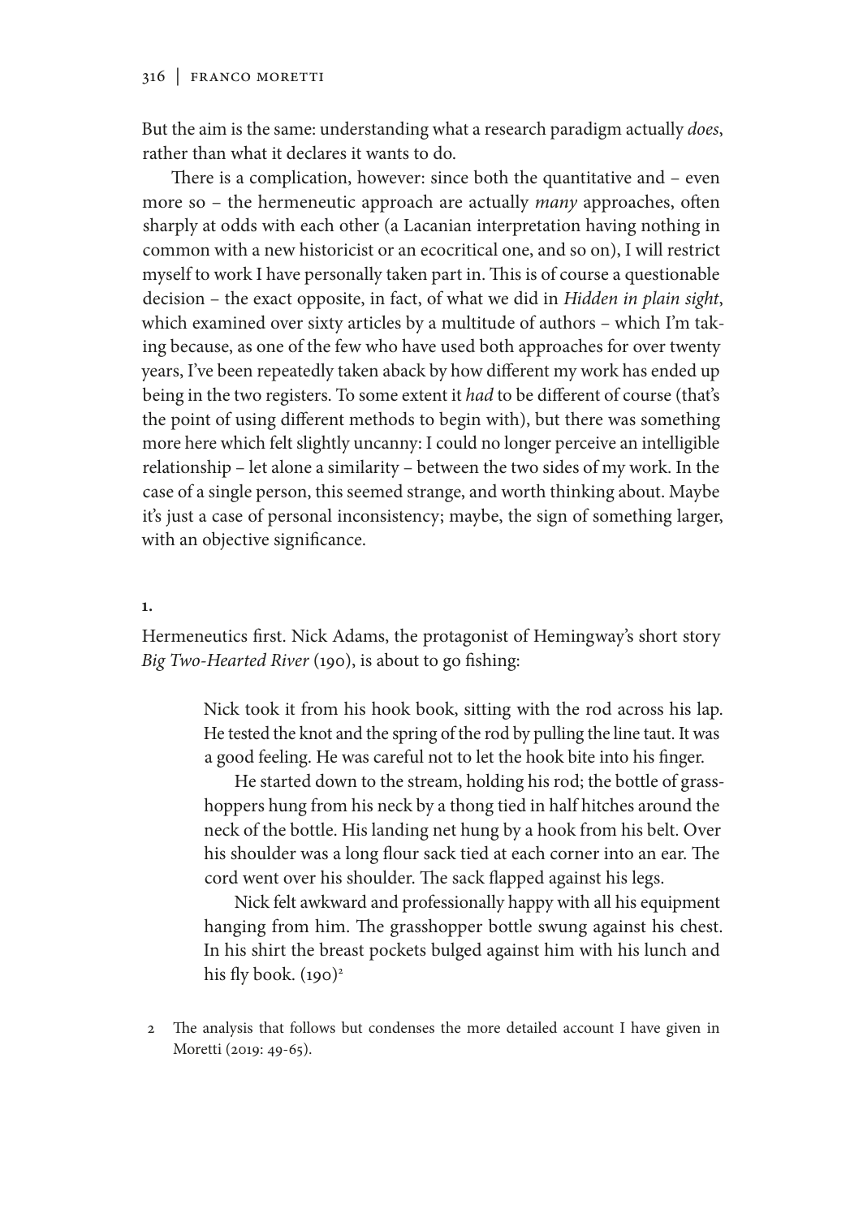But the aim is the same: understanding what a research paradigm actually *does*, rather than what it declares it wants to do.

There is a complication, however: since both the quantitative and – even more so – the hermeneutic approach are actually *many* approaches, often sharply at odds with each other (a Lacanian interpretation having nothing in common with a new historicist or an ecocritical one, and so on), I will restrict myself to work I have personally taken part in. This is of course a questionable decision – the exact opposite, in fact, of what we did in *Hidden in plain sight*, which examined over sixty articles by a multitude of authors – which I'm taking because, as one of the few who have used both approaches for over twenty years, I've been repeatedly taken aback by how different my work has ended up being in the two registers. To some extent it *had* to be different of course (that's the point of using different methods to begin with), but there was something more here which felt slightly uncanny: I could no longer perceive an intelligible relationship – let alone a similarity – between the two sides of my work. In the case of a single person, this seemed strange, and worth thinking about. Maybe it's just a case of personal inconsistency; maybe, the sign of something larger, with an objective significance.

## 1.

Hermeneutics first. Nick Adams, the protagonist of Hemingway's short story *Big Two-Hearted River* (190), is about to go fishing:

> Nick took it from his hook book, sitting with the rod across his lap. He tested the knot and the spring of the rod by pulling the line taut. It was a good feeling. He was careful not to let the hook bite into his finger.
>
> He started down to the stream, holding his rod; the bottle of grasshoppers hung from his neck by a thong tied in half hitches around the neck of the bottle. His landing net hung by a hook from his belt. Over his shoulder was a long flour sack tied at each corner into an ear. The cord went over his shoulder. The sack flapped against his legs.
>
> Nick felt awkward and professionally happy with all his equipment hanging from him. The grasshopper bottle swung against his chest. In his shirt the breast pockets bulged against him with his lunch and his fly book. (190)[2]

2 The analysis that follows but condenses the more detailed account I have given in Moretti (2019: 49-65).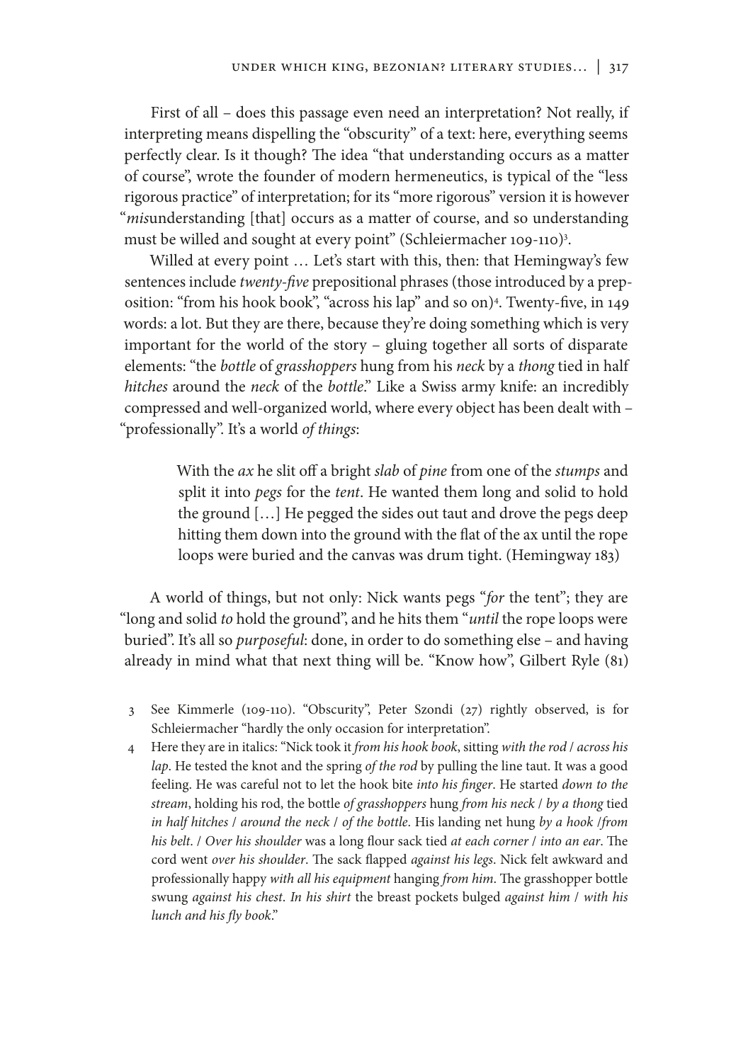First of all – does this passage even need an interpretation? Not really, if interpreting means dispelling the "obscurity" of a text: here, everything seems perfectly clear. Is it though? The idea "that understanding occurs as a matter of course", wrote the founder of modern hermeneutics, is typical of the "less rigorous practice" of interpretation; for its "more rigorous" version it is however "*mis*understanding [that] occurs as a matter of course, and so understanding must be willed and sought at every point" (Schleiermacher 109-110)[3].

Willed at every point … Let's start with this, then: that Hemingway's few sentences include *twenty-five* prepositional phrases (those introduced by a preposition: "from his hook book", "across his lap" and so on)[4]. Twenty-five, in 149 words: a lot. But they are there, because they're doing something which is very important for the world of the story – gluing together all sorts of disparate elements: "the *bottle* of *grasshoppers* hung from his *neck* by a *thong* tied in half *hitches* around the *neck* of the *bottle*." Like a Swiss army knife: an incredibly compressed and well-organized world, where every object has been dealt with – "professionally". It's a world *of things*:

> With the *ax* he slit off a bright *slab* of *pine* from one of the *stumps* and split it into *pegs* for the *tent*. He wanted them long and solid to hold the ground […] He pegged the sides out taut and drove the pegs deep hitting them down into the ground with the flat of the ax until the rope loops were buried and the canvas was drum tight. (Hemingway 183)

A world of things, but not only: Nick wants pegs "*for* the tent"; they are "long and solid *to* hold the ground", and he hits them "*until* the rope loops were buried". It's all so *purposeful*: done, in order to do something else – and having already in mind what that next thing will be. "Know how", Gilbert Ryle (81)

3 See Kimmerle (109-110). "Obscurity", Peter Szondi (27) rightly observed, is for Schleiermacher "hardly the only occasion for interpretation".

4 Here they are in italics: "Nick took it *from his hook book*, sitting *with the rod* / *across his lap*. He tested the knot and the spring *of the rod* by pulling the line taut. It was a good feeling. He was careful not to let the hook bite *into his finger*. He started *down to the stream*, holding his rod, the bottle *of grasshoppers* hung *from his neck* / *by a thong* tied *in half hitches* / *around the neck* / *of the bottle*. His landing net hung *by a hook* /*from his belt*. / *Over his shoulder* was a long flour sack tied *at each corner* / *into an ear*. The cord went *over his shoulder*. The sack flapped *against his legs*. Nick felt awkward and professionally happy *with all his equipment* hanging *from him*. The grasshopper bottle swung *against his chest*. *In his shirt* the breast pockets bulged *against him* / *with his lunch and his fly book*."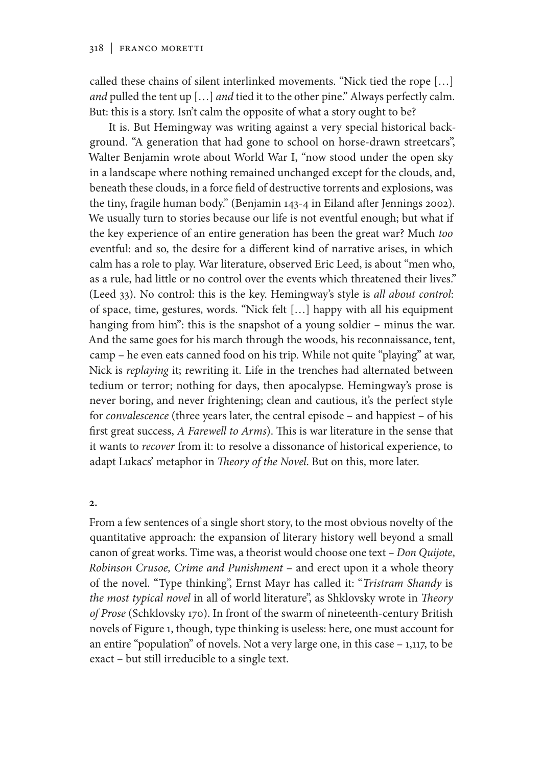called these chains of silent interlinked movements. "Nick tied the rope […] *and* pulled the tent up […] *and* tied it to the other pine." Always perfectly calm. But: this is a story. Isn't calm the opposite of what a story ought to be?

It is. But Hemingway was writing against a very special historical background. "A generation that had gone to school on horse-drawn streetcars", Walter Benjamin wrote about World War I, "now stood under the open sky in a landscape where nothing remained unchanged except for the clouds, and, beneath these clouds, in a force field of destructive torrents and explosions, was the tiny, fragile human body." (Benjamin 143-4 in Eiland after Jennings 2002). We usually turn to stories because our life is not eventful enough; but what if the key experience of an entire generation has been the great war? Much *too* eventful: and so, the desire for a different kind of narrative arises, in which calm has a role to play. War literature, observed Eric Leed, is about "men who, as a rule, had little or no control over the events which threatened their lives." (Leed 33). No control: this is the key. Hemingway's style is *all about control*: of space, time, gestures, words. "Nick felt […] happy with all his equipment hanging from him": this is the snapshot of a young soldier – minus the war. And the same goes for his march through the woods, his reconnaissance, tent, camp – he even eats canned food on his trip. While not quite "playing" at war, Nick is *replaying* it; rewriting it. Life in the trenches had alternated between tedium or terror; nothing for days, then apocalypse. Hemingway's prose is never boring, and never frightening; clean and cautious, it's the perfect style for *convalescence* (three years later, the central episode – and happiest – of his first great success, *A Farewell to Arms*). This is war literature in the sense that it wants to *recover* from it: to resolve a dissonance of historical experience, to adapt Lukacs' metaphor in *Theory of the Novel*. But on this, more later.

## 2.

From a few sentences of a single short story, to the most obvious novelty of the quantitative approach: the expansion of literary history well beyond a small canon of great works. Time was, a theorist would choose one text – *Don Quijote*, *Robinson Crusoe, Crime and Punishment* – and erect upon it a whole theory of the novel. "Type thinking", Ernst Mayr has called it: "*Tristram Shandy* is *the most typical novel* in all of world literature", as Shklovsky wrote in *Theory of Prose* (Schklovsky 170). In front of the swarm of nineteenth-century British novels of Figure 1, though, type thinking is useless: here, one must account for an entire "population" of novels. Not a very large one, in this case – 1,117, to be exact – but still irreducible to a single text.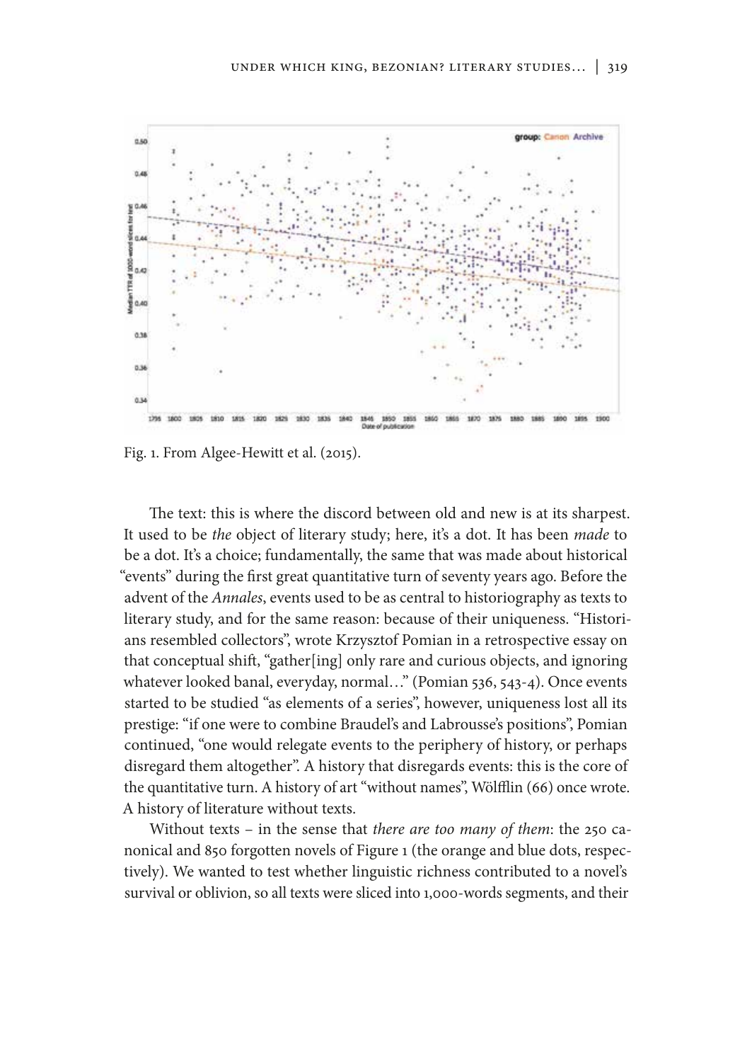Fig. 1. From Algee-Hewitt et al. (2015).

The text: this is where the discord between old and new is at its sharpest. It used to be *the* object of literary study; here, it's a dot. It has been *made* to be a dot. It's a choice; fundamentally, the same that was made about historical "events" during the first great quantitative turn of seventy years ago. Before the advent of the *Annales*, events used to be as central to historiography as texts to literary study, and for the same reason: because of their uniqueness. "Historians resembled collectors", wrote Krzysztof Pomian in a retrospective essay on that conceptual shift, "gather[ing] only rare and curious objects, and ignoring whatever looked banal, everyday, normal…" (Pomian 536, 543-4). Once events started to be studied "as elements of a series", however, uniqueness lost all its prestige: "if one were to combine Braudel's and Labrousse's positions", Pomian continued, "one would relegate events to the periphery of history, or perhaps disregard them altogether". A history that disregards events: this is the core of the quantitative turn. A history of art "without names", Wölfflin (66) once wrote. A history of literature without texts.

Without texts – in the sense that *there are too many of them*: the 250 canonical and 850 forgotten novels of Figure 1 (the orange and blue dots, respectively). We wanted to test whether linguistic richness contributed to a novel's survival or oblivion, so all texts were sliced into 1,000-words segments, and their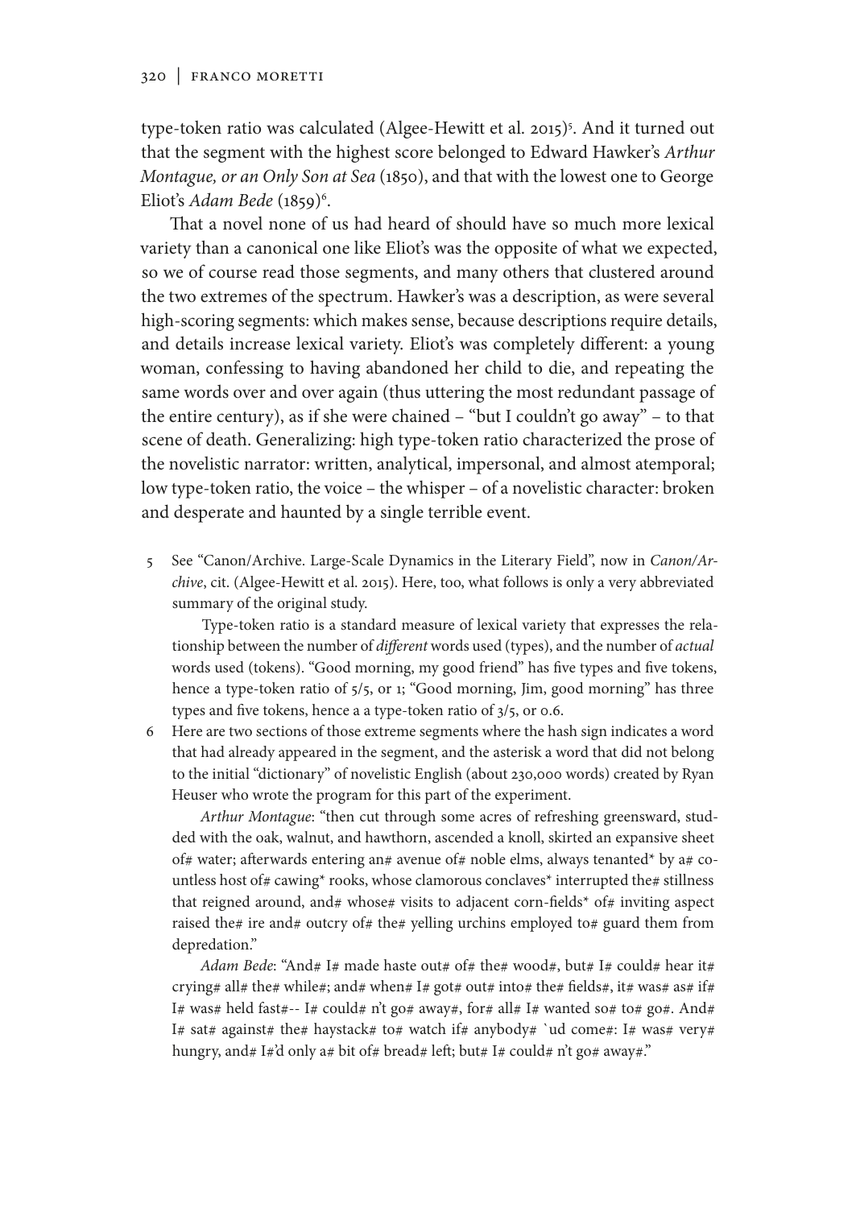type-token ratio was calculated (Algee-Hewitt et al. 2015)[5]. And it turned out that the segment with the highest score belonged to Edward Hawker's *Arthur Montague, or an Only Son at Sea* (1850), and that with the lowest one to George Eliot's *Adam Bede* (1859)[6].

That a novel none of us had heard of should have so much more lexical variety than a canonical one like Eliot's was the opposite of what we expected, so we of course read those segments, and many others that clustered around the two extremes of the spectrum. Hawker's was a description, as were several high-scoring segments: which makes sense, because descriptions require details, and details increase lexical variety. Eliot's was completely different: a young woman, confessing to having abandoned her child to die, and repeating the same words over and over again (thus uttering the most redundant passage of the entire century), as if she were chained – "but I couldn't go away" – to that scene of death. Generalizing: high type-token ratio characterized the prose of the novelistic narrator: written, analytical, impersonal, and almost atemporal; low type-token ratio, the voice – the whisper – of a novelistic character: broken and desperate and haunted by a single terrible event.

5 See "Canon/Archive. Large-Scale Dynamics in the Literary Field", now in *Canon/Archive*, cit. (Algee-Hewitt et al. 2015). Here, too, what follows is only a very abbreviated summary of the original study.

Type-token ratio is a standard measure of lexical variety that expresses the relationship between the number of *different* words used (types), and the number of *actual* words used (tokens). "Good morning, my good friend" has five types and five tokens, hence a type-token ratio of 5/5, or 1; "Good morning, Jim, good morning" has three types and five tokens, hence a a type-token ratio of 3/5, or 0.6.

6 Here are two sections of those extreme segments where the hash sign indicates a word that had already appeared in the segment, and the asterisk a word that did not belong to the initial "dictionary" of novelistic English (about 230,000 words) created by Ryan Heuser who wrote the program for this part of the experiment.

*Arthur Montague*: "then cut through some acres of refreshing greensward, studded with the oak, walnut, and hawthorn, ascended a knoll, skirted an expansive sheet of# water; afterwards entering an# avenue of# noble elms, always tenanted* by a# countless host of# cawing* rooks, whose clamorous conclaves* interrupted the# stillness that reigned around, and# whose# visits to adjacent corn-fields* of# inviting aspect raised the# ire and# outcry of# the# yelling urchins employed to# guard them from depredation."

*Adam Bede*: "And# I# made haste out# of# the# wood#, but# I# could# hear it# crying# all# the# while#; and# when# I# got# out# into# the# fields#, it# was# as# if# I# was# held fast#-- I# could# n't go# away#, for# all# I# wanted so# to# go#. And# I# sat# against# the# haystack# to# watch if# anybody# `ud come#: I# was# very# hungry, and# I#'d only a# bit of# bread# left; but# I# could# n't go# away#."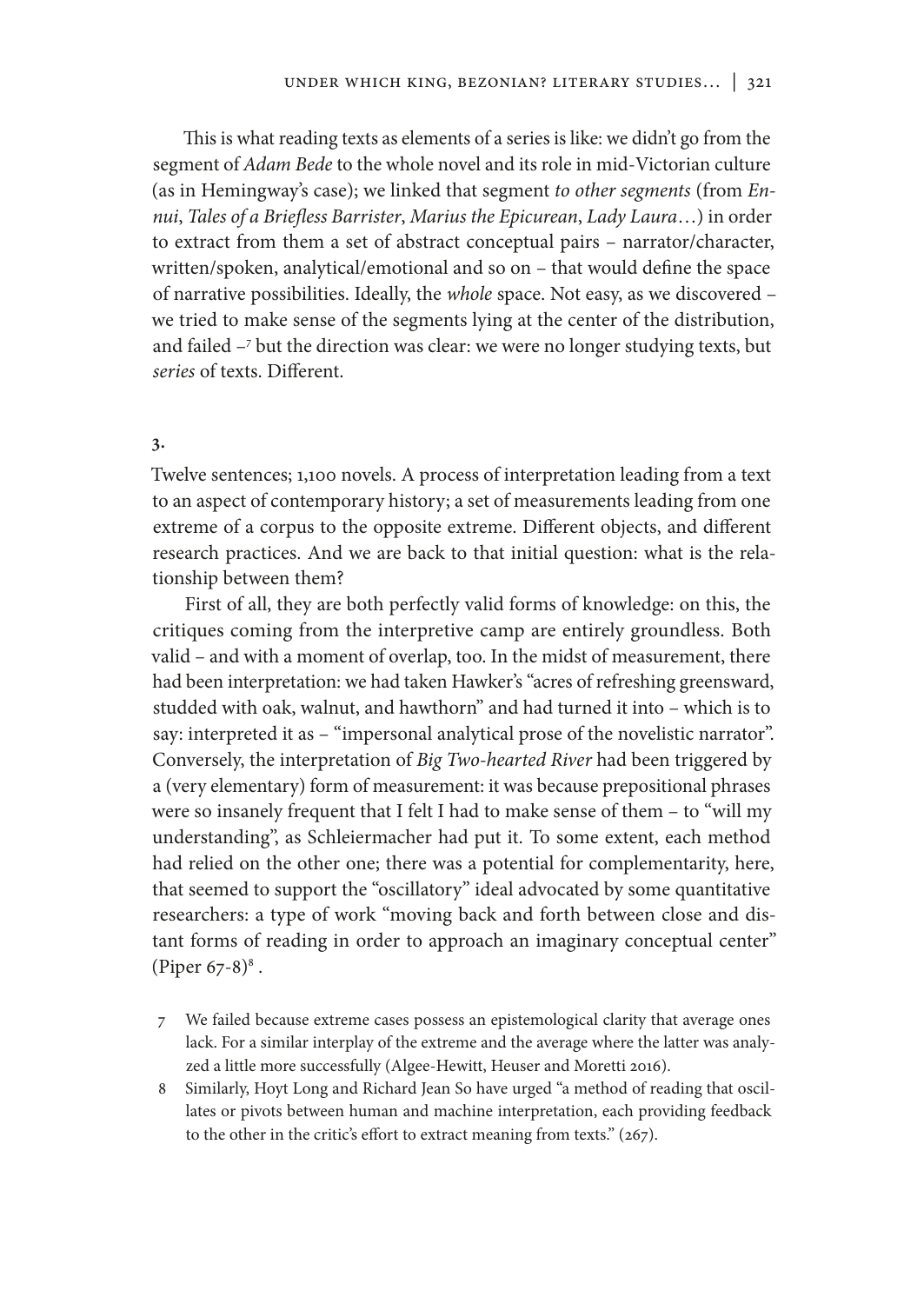This is what reading texts as elements of a series is like: we didn't go from the segment of *Adam Bede* to the whole novel and its role in mid-Victorian culture (as in Hemingway's case); we linked that segment *to other segments* (from *Ennui*, *Tales of a Briefless Barrister*, *Marius the Epicurean*, *Lady Laura*…) in order to extract from them a set of abstract conceptual pairs – narrator/character, written/spoken, analytical/emotional and so on – that would define the space of narrative possibilities. Ideally, the *whole* space. Not easy, as we discovered – we tried to make sense of the segments lying at the center of the distribution, and failed –[7] but the direction was clear: we were no longer studying texts, but *series* of texts. Different.

## 3.

Twelve sentences; 1,100 novels. A process of interpretation leading from a text to an aspect of contemporary history; a set of measurements leading from one extreme of a corpus to the opposite extreme. Different objects, and different research practices. And we are back to that initial question: what is the relationship between them?

First of all, they are both perfectly valid forms of knowledge: on this, the critiques coming from the interpretive camp are entirely groundless. Both valid – and with a moment of overlap, too. In the midst of measurement, there had been interpretation: we had taken Hawker's "acres of refreshing greensward, studded with oak, walnut, and hawthorn" and had turned it into – which is to say: interpreted it as – "impersonal analytical prose of the novelistic narrator". Conversely, the interpretation of *Big Two-hearted River* had been triggered by a (very elementary) form of measurement: it was because prepositional phrases were so insanely frequent that I felt I had to make sense of them – to "will my understanding", as Schleiermacher had put it. To some extent, each method had relied on the other one; there was a potential for complementarity, here, that seemed to support the "oscillatory" ideal advocated by some quantitative researchers: a type of work "moving back and forth between close and distant forms of reading in order to approach an imaginary conceptual center" (Piper 67-8)[8] .

7 We failed because extreme cases possess an epistemological clarity that average ones lack. For a similar interplay of the extreme and the average where the latter was analyzed a little more successfully (Algee-Hewitt, Heuser and Moretti 2016).

8 Similarly, Hoyt Long and Richard Jean So have urged "a method of reading that oscillates or pivots between human and machine interpretation, each providing feedback to the other in the critic's effort to extract meaning from texts." (267).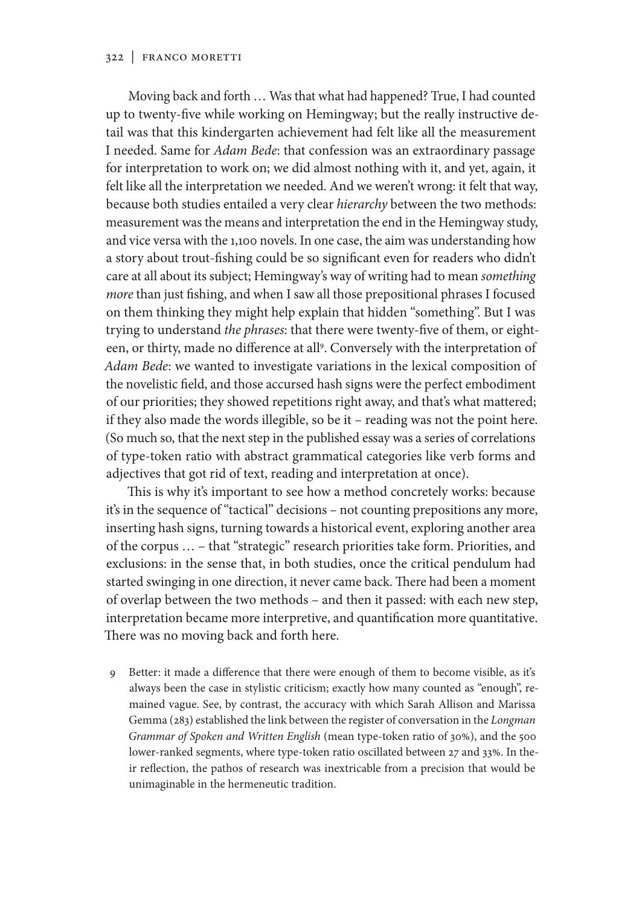Moving back and forth … Was that what had happened? True, I had counted up to twenty-five while working on Hemingway; but the really instructive detail was that this kindergarten achievement had felt like all the measurement I needed. Same for *Adam Bede*: that confession was an extraordinary passage for interpretation to work on; we did almost nothing with it, and yet, again, it felt like all the interpretation we needed. And we weren't wrong: it felt that way, because both studies entailed a very clear *hierarchy* between the two methods: measurement was the means and interpretation the end in the Hemingway study, and vice versa with the 1,100 novels. In one case, the aim was understanding how a story about trout-fishing could be so significant even for readers who didn't care at all about its subject; Hemingway's way of writing had to mean *something more* than just fishing, and when I saw all those prepositional phrases I focused on them thinking they might help explain that hidden "something". But I was trying to understand *the phrases*: that there were twenty-five of them, or eighteen, or thirty, made no difference at all[9]. Conversely with the interpretation of *Adam Bede*: we wanted to investigate variations in the lexical composition of the novelistic field, and those accursed hash signs were the perfect embodiment of our priorities; they showed repetitions right away, and that's what mattered; if they also made the words illegible, so be it – reading was not the point here. (So much so, that the next step in the published essay was a series of correlations of type-token ratio with abstract grammatical categories like verb forms and adjectives that got rid of text, reading and interpretation at once).

This is why it's important to see how a method concretely works: because it's in the sequence of "tactical" decisions – not counting prepositions any more, inserting hash signs, turning towards a historical event, exploring another area of the corpus … – that "strategic" research priorities take form. Priorities, and exclusions: in the sense that, in both studies, once the critical pendulum had started swinging in one direction, it never came back. There had been a moment of overlap between the two methods – and then it passed: with each new step, interpretation became more interpretive, and quantification more quantitative. There was no moving back and forth here.

9 Better: it made a difference that there were enough of them to become visible, as it's always been the case in stylistic criticism; exactly how many counted as "enough", remained vague. See, by contrast, the accuracy with which Sarah Allison and Marissa Gemma (283) established the link between the register of conversation in the *Longman Grammar of Spoken and Written English* (mean type-token ratio of 30%), and the 500 lower-ranked segments, where type-token ratio oscillated between 27 and 33%. In their reflection, the pathos of research was inextricable from a precision that would be unimaginable in the hermeneutic tradition.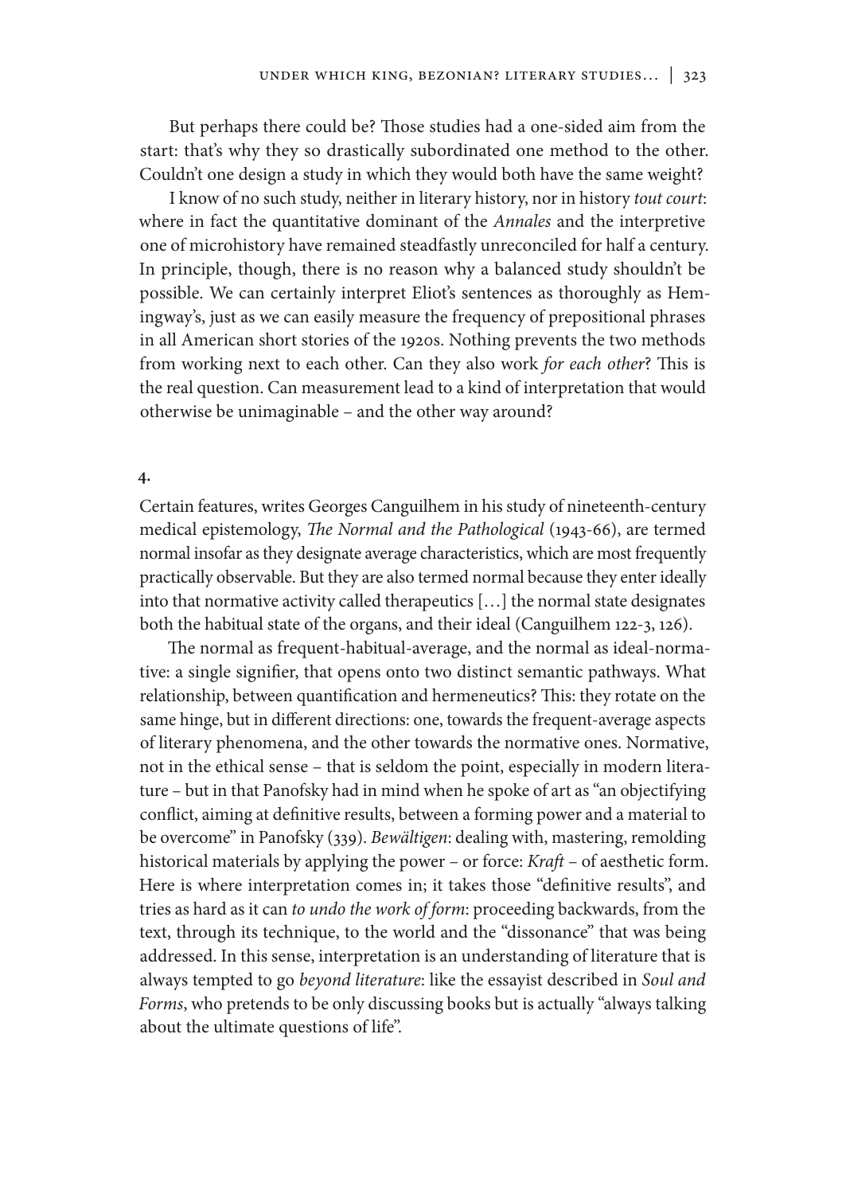But perhaps there could be? Those studies had a one-sided aim from the start: that's why they so drastically subordinated one method to the other. Couldn't one design a study in which they would both have the same weight?

I know of no such study, neither in literary history, nor in history *tout court*: where in fact the quantitative dominant of the *Annales* and the interpretive one of microhistory have remained steadfastly unreconciled for half a century. In principle, though, there is no reason why a balanced study shouldn't be possible. We can certainly interpret Eliot's sentences as thoroughly as Hemingway's, just as we can easily measure the frequency of prepositional phrases in all American short stories of the 1920s. Nothing prevents the two methods from working next to each other. Can they also work *for each other*? This is the real question. Can measurement lead to a kind of interpretation that would otherwise be unimaginable – and the other way around?

## 4.

Certain features, writes Georges Canguilhem in his study of nineteenth-century medical epistemology, *The Normal and the Pathological* (1943-66), are termed normal insofar as they designate average characteristics, which are most frequently practically observable. But they are also termed normal because they enter ideally into that normative activity called therapeutics [...] the normal state designates both the habitual state of the organs, and their ideal (Canguilhem 122-3, 126).

The normal as frequent-habitual-average, and the normal as ideal-normative: a single signifier, that opens onto two distinct semantic pathways. What relationship, between quantification and hermeneutics? This: they rotate on the same hinge, but in different directions: one, towards the frequent-average aspects of literary phenomena, and the other towards the normative ones. Normative, not in the ethical sense – that is seldom the point, especially in modern literature – but in that Panofsky had in mind when he spoke of art as "an objectifying conflict, aiming at definitive results, between a forming power and a material to be overcome" in Panofsky (339). *Bewältigen*: dealing with, mastering, remolding historical materials by applying the power – or force: *Kraft* – of aesthetic form. Here is where interpretation comes in; it takes those "definitive results", and tries as hard as it can *to undo the work of form*: proceeding backwards, from the text, through its technique, to the world and the "dissonance" that was being addressed. In this sense, interpretation is an understanding of literature that is always tempted to go *beyond literature*: like the essayist described in *Soul and Forms*, who pretends to be only discussing books but is actually "always talking about the ultimate questions of life".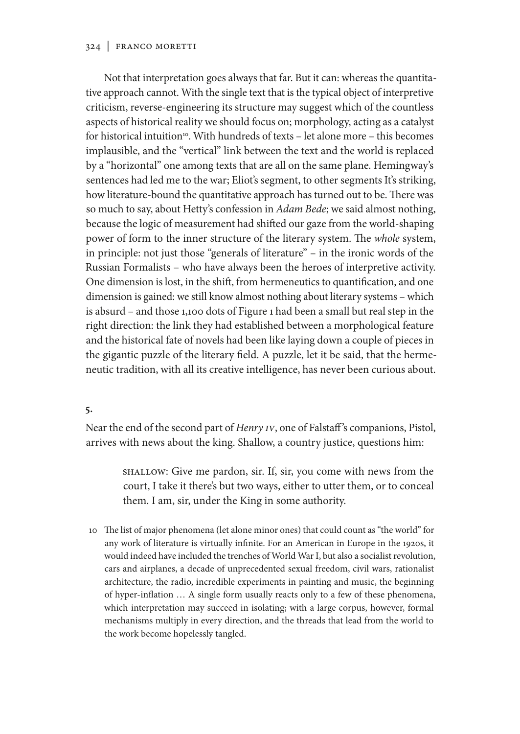Not that interpretation goes always that far. But it can: whereas the quantitative approach cannot. With the single text that is the typical object of interpretive criticism, reverse-engineering its structure may suggest which of the countless aspects of historical reality we should focus on; morphology, acting as a catalyst for historical intuition[10]. With hundreds of texts – let alone more – this becomes implausible, and the "vertical" link between the text and the world is replaced by a "horizontal" one among texts that are all on the same plane. Hemingway's sentences had led me to the war; Eliot's segment, to other segments It's striking, how literature-bound the quantitative approach has turned out to be. There was so much to say, about Hetty's confession in *Adam Bede*; we said almost nothing, because the logic of measurement had shifted our gaze from the world-shaping power of form to the inner structure of the literary system. The *whole* system, in principle: not just those "generals of literature" – in the ironic words of the Russian Formalists – who have always been the heroes of interpretive activity. One dimension is lost, in the shift, from hermeneutics to quantification, and one dimension is gained: we still know almost nothing about literary systems – which is absurd – and those 1,100 dots of Figure 1 had been a small but real step in the right direction: the link they had established between a morphological feature and the historical fate of novels had been like laying down a couple of pieces in the gigantic puzzle of the literary field. A puzzle, let it be said, that the hermeneutic tradition, with all its creative intelligence, has never been curious about.

**5.**

Near the end of the second part of *Henry IV*, one of Falstaff's companions, Pistol, arrives with news about the king. Shallow, a country justice, questions him:

> SHALLOW: Give me pardon, sir. If, sir, you come with news from the court, I take it there's but two ways, either to utter them, or to conceal them. I am, sir, under the King in some authority.

10 The list of major phenomena (let alone minor ones) that could count as "the world" for any work of literature is virtually infinite. For an American in Europe in the 1920s, it would indeed have included the trenches of World War I, but also a socialist revolution, cars and airplanes, a decade of unprecedented sexual freedom, civil wars, rationalist architecture, the radio, incredible experiments in painting and music, the beginning of hyper-inflation … A single form usually reacts only to a few of these phenomena, which interpretation may succeed in isolating; with a large corpus, however, formal mechanisms multiply in every direction, and the threads that lead from the world to the work become hopelessly tangled.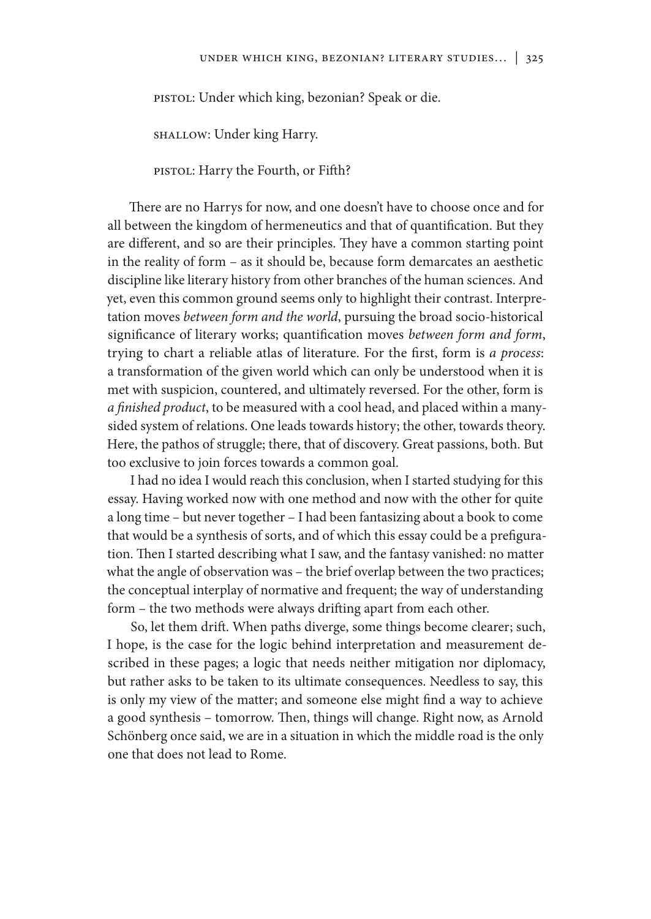PISTOL: Under which king, bezonian? Speak or die.

SHALLOW: Under king Harry.

PISTOL: Harry the Fourth, or Fifth?

There are no Harrys for now, and one doesn't have to choose once and for all between the kingdom of hermeneutics and that of quantification. But they are different, and so are their principles. They have a common starting point in the reality of form – as it should be, because form demarcates an aesthetic discipline like literary history from other branches of the human sciences. And yet, even this common ground seems only to highlight their contrast. Interpretation moves *between form and the world*, pursuing the broad socio-historical significance of literary works; quantification moves *between form and form*, trying to chart a reliable atlas of literature. For the first, form is *a process*: a transformation of the given world which can only be understood when it is met with suspicion, countered, and ultimately reversed. For the other, form is *a finished product*, to be measured with a cool head, and placed within a many-sided system of relations. One leads towards history; the other, towards theory. Here, the pathos of struggle; there, that of discovery. Great passions, both. But too exclusive to join forces towards a common goal.

I had no idea I would reach this conclusion, when I started studying for this essay. Having worked now with one method and now with the other for quite a long time – but never together – I had been fantasizing about a book to come that would be a synthesis of sorts, and of which this essay could be a prefiguration. Then I started describing what I saw, and the fantasy vanished: no matter what the angle of observation was – the brief overlap between the two practices; the conceptual interplay of normative and frequent; the way of understanding form – the two methods were always drifting apart from each other.

So, let them drift. When paths diverge, some things become clearer; such, I hope, is the case for the logic behind interpretation and measurement described in these pages; a logic that needs neither mitigation nor diplomacy, but rather asks to be taken to its ultimate consequences. Needless to say, this is only my view of the matter; and someone else might find a way to achieve a good synthesis – tomorrow. Then, things will change. Right now, as Arnold Schönberg once said, we are in a situation in which the middle road is the only one that does not lead to Rome.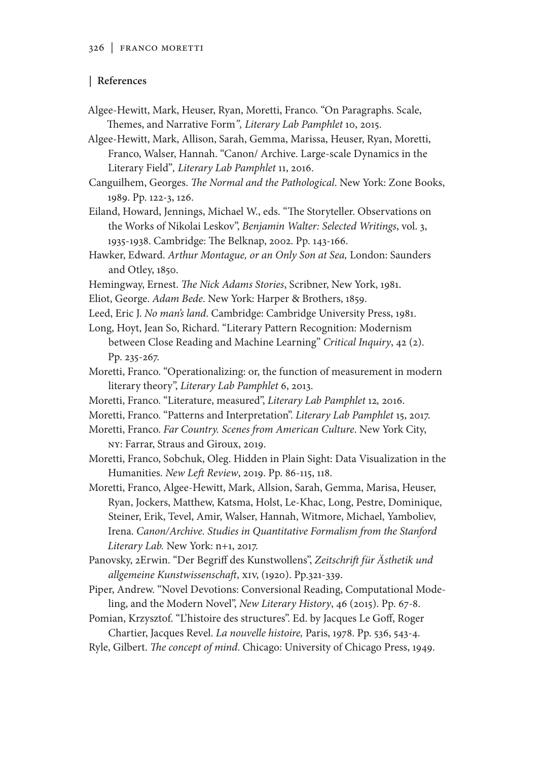## References

Algee-Hewitt, Mark, Heuser, Ryan, Moretti, Franco. "On Paragraphs. Scale, Themes, and Narrative Form", *Literary Lab Pamphlet* 10, 2015.

Algee-Hewitt, Mark, Allison, Sarah, Gemma, Marissa, Heuser, Ryan, Moretti, Franco, Walser, Hannah. "Canon/ Archive. Large-scale Dynamics in the Literary Field", *Literary Lab Pamphlet* 11, 2016.

Canguilhem, Georges. *The Normal and the Pathological*. New York: Zone Books, 1989. Pp. 122-3, 126.

Eiland, Howard, Jennings, Michael W., eds. "The Storyteller. Observations on the Works of Nikolai Leskov", *Benjamin Walter: Selected Writings*, vol. 3, 1935-1938. Cambridge: The Belknap, 2002. Pp. 143-166.

Hawker, Edward. *Arthur Montague, or an Only Son at Sea,* London: Saunders and Otley, 1850.

Hemingway, Ernest. *The Nick Adams Stories*, Scribner, New York, 1981.

Eliot, George. *Adam Bede*. New York: Harper & Brothers, 1859.

Leed, Eric J. *No man's land*. Cambridge: Cambridge University Press, 1981.

Long, Hoyt, Jean So, Richard. "Literary Pattern Recognition: Modernism between Close Reading and Machine Learning" *Critical Inquiry*, 42 (2). Pp. 235-267.

Moretti, Franco. "Operationalizing: or, the function of measurement in modern literary theory", *Literary Lab Pamphlet* 6, 2013.

Moretti, Franco. "Literature, measured", *Literary Lab Pamphlet* 12*,* 2016.

Moretti, Franco. "Patterns and Interpretation". *Literary Lab Pamphlet* 15, 2017.

Moretti, Franco. *Far Country. Scenes from American Culture*. New York City, NY: Farrar, Straus and Giroux, 2019.

Moretti, Franco, Sobchuk, Oleg. Hidden in Plain Sight: Data Visualization in the Humanities. *New Left Review*, 2019. Pp. 86-115, 118.

Moretti, Franco, Algee-Hewitt, Mark, Allsion, Sarah, Gemma, Marisa, Heuser, Ryan, Jockers, Matthew, Katsma, Holst, Le-Khac, Long, Pestre, Dominique, Steiner, Erik, Tevel, Amir, Walser, Hannah, Witmore, Michael, Yamboliev, Irena. *Canon/Archive. Studies in Quantitative Formalism from the Stanford Literary Lab.* New York: n+1, 2017.

Panovsky, 2Erwin. "Der Begriff des Kunstwollens", *Zeitschrift für Ästhetik und allgemeine Kunstwissenschaft*, XIV, (1920). Pp.321-339.

Piper, Andrew. "Novel Devotions: Conversional Reading, Computational Modeling, and the Modern Novel", *New Literary History*, 46 (2015). Pp. 67-8.

Pomian, Krzysztof. "L'histoire des structures". Ed. by Jacques Le Goff, Roger Chartier, Jacques Revel. *La nouvelle histoire,* Paris, 1978. Pp. 536, 543-4.

Ryle, Gilbert. *The concept of mind*. Chicago: University of Chicago Press, 1949.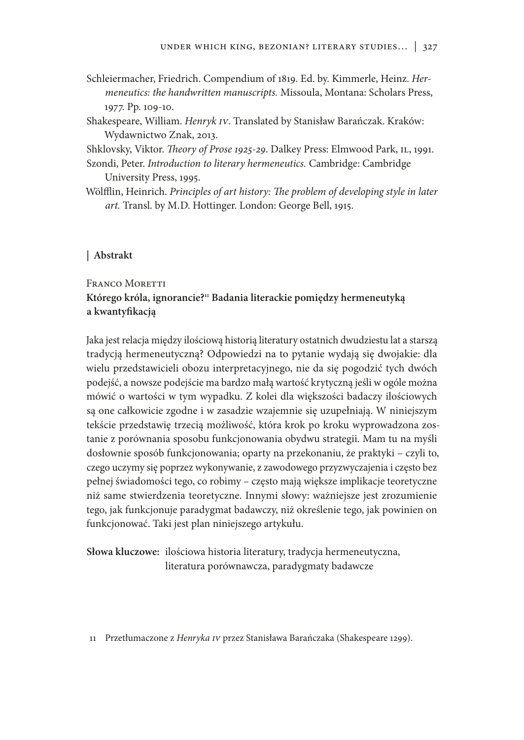Schleiermacher, Friedrich. Compendium of 1819. Ed. by. Kimmerle, Heinz. *Hermeneutics: the handwritten manuscripts.* Missoula, Montana: Scholars Press, 1977. Pp. 109-10.

Shakespeare, William. *Henryk IV*. Translated by Stanisław Barańczak. Kraków: Wydawnictwo Znak, 2013.

Shklovsky, Viktor. *Theory of Prose 1925-29*. Dalkey Press: Elmwood Park, IL, 1991.

Szondi, Peter. *Introduction to literary hermeneutics.* Cambridge: Cambridge University Press, 1995.

Wölfflin, Heinrich. *Principles of art history: The problem of developing style in later art.* Transl. by M.D. Hottinger. London: George Bell, 1915.

## | Abstrakt

Franco Moretti

**Którego króla, ignorancie?[11] Badania literackie pomiędzy hermeneutyką a kwantyfikacją**

Jaka jest relacja między ilościową historią literatury ostatnich dwudziestu lat a starszą tradycją hermeneutyczną? Odpowiedzi na to pytanie wydają się dwojakie: dla wielu przedstawicieli obozu interpretacyjnego, nie da się pogodzić tych dwóch podejść, a nowsze podejście ma bardzo małą wartość krytyczną jeśli w ogóle można mówić o wartości w tym wypadku. Z kolei dla większości badaczy ilościowych są one całkowicie zgodne i w zasadzie wzajemnie się uzupełniają. W niniejszym tekście przedstawię trzecią możliwość, która krok po kroku wyprowadzona zostanie z porównania sposobu funkcjonowania obydwu strategii. Mam tu na myśli dosłownie sposób funkcjonowania; oparty na przekonaniu, że praktyki – czyli to, czego uczymy się poprzez wykonywanie, z zawodowego przyzwyczajenia i często bez pełnej świadomości tego, co robimy – często mają większe implikacje teoretyczne niż same stwierdzenia teoretyczne. Innymi słowy: ważniejsze jest zrozumienie tego, jak funkcjonuje paradygmat badawczy, niż określenie tego, jak powinien on funkcjonować. Taki jest plan niniejszego artykułu.

**Słowa kluczowe:** ilościowa historia literatury, tradycja hermeneutyczna, literatura porównawcza, paradygmaty badawcze

11 Przetłumaczone z *Henryka IV* przez Stanisława Barańczaka (Shakespeare 1299).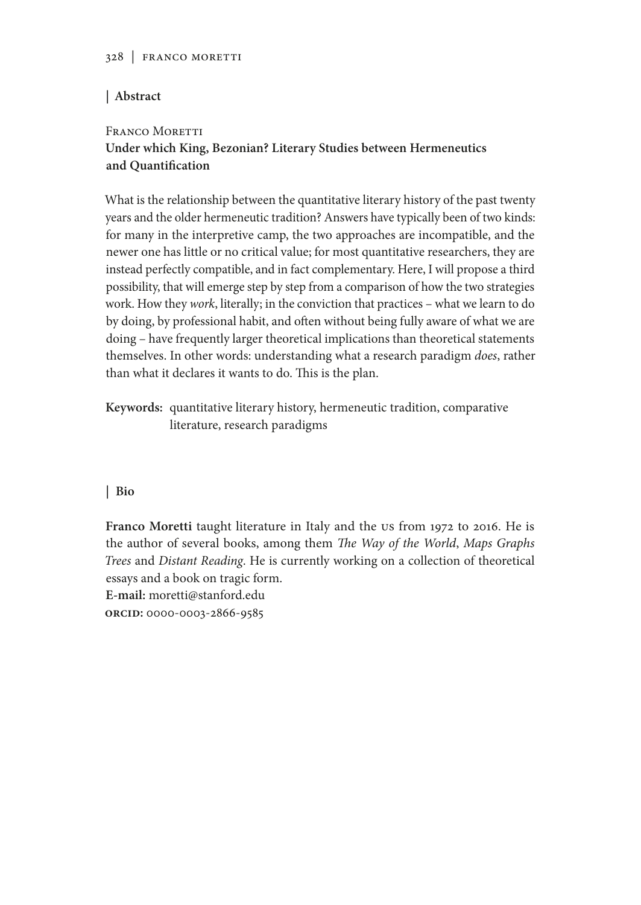## | Abstract

Franco Moretti
**Under which King, Bezonian? Literary Studies between Hermeneutics and Quantification**

What is the relationship between the quantitative literary history of the past twenty years and the older hermeneutic tradition? Answers have typically been of two kinds: for many in the interpretive camp, the two approaches are incompatible, and the newer one has little or no critical value; for most quantitative researchers, they are instead perfectly compatible, and in fact complementary. Here, I will propose a third possibility, that will emerge step by step from a comparison of how the two strategies work. How they *work*, literally; in the conviction that practices – what we learn to do by doing, by professional habit, and often without being fully aware of what we are doing – have frequently larger theoretical implications than theoretical statements themselves. In other words: understanding what a research paradigm *does*, rather than what it declares it wants to do. This is the plan.

**Keywords:** quantitative literary history, hermeneutic tradition, comparative literature, research paradigms

## | Bio

**Franco Moretti** taught literature in Italy and the US from 1972 to 2016. He is the author of several books, among them *The Way of the World*, *Maps Graphs Trees* and *Distant Reading*. He is currently working on a collection of theoretical essays and a book on tragic form.
**E-mail:** moretti@stanford.edu
**ORCID:** 0000-0003-2866-9585